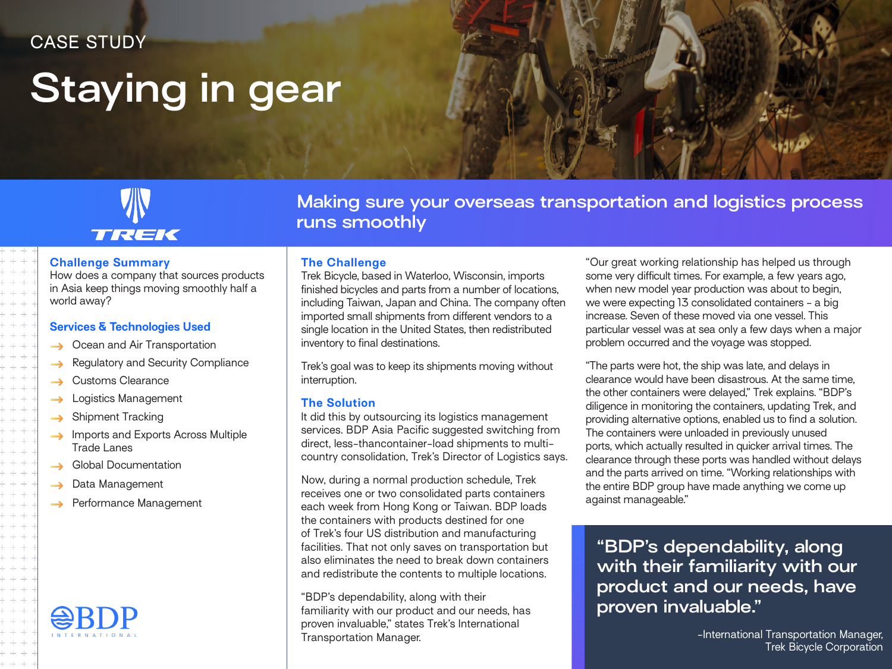CASE STUDY

# Staying in gear

TREK

## Making sure your overseas transportation and logistics process runs smoothly

### Challenge Summary

How does a company that sources products in Asia keep things moving smoothly half a world away?

### Services & Technologies Used

- Ocean and Air Transportation
- Regulatory and Security Compliance
- Customs Clearance
- Logistics Management
- Shipment Tracking
- Imports and Exports Across Multiple Trade Lanes
- Global Documentation
- Data Management
- Performance Management

BDP INTERNATIONAL

### The Challenge

Trek Bicycle, based in Waterloo, Wisconsin, imports finished bicycles and parts from a number of locations, including Taiwan, Japan and China. The company often imported small shipments from different vendors to a single location in the United States, then redistributed inventory to final destinations.

Trek's goal was to keep its shipments moving without interruption.

### The Solution

It did this by outsourcing its logistics management services. BDP Asia Pacific suggested switching from direct, less-thancontainer-load shipments to multi-country consolidation, Trek's Director of Logistics says.

Now, during a normal production schedule, Trek receives one or two consolidated parts containers each week from Hong Kong or Taiwan. BDP loads the containers with products destined for one of Trek's four US distribution and manufacturing facilities. That not only saves on transportation but also eliminates the need to break down containers and redistribute the contents to multiple locations.

"BDP's dependability, along with their familiarity with our product and our needs, has proven invaluable," states Trek's International Transportation Manager.

"Our great working relationship has helped us through some very difficult times. For example, a few years ago, when new model year production was about to begin, we were expecting 13 consolidated containers - a big increase. Seven of these moved via one vessel. This particular vessel was at sea only a few days when a major problem occurred and the voyage was stopped.

"The parts were hot, the ship was late, and delays in clearance would have been disastrous. At the same time, the other containers were delayed," Trek explains. "BDP's diligence in monitoring the containers, updating Trek, and providing alternative options, enabled us to find a solution. The containers were unloaded in previously unused ports, which actually resulted in quicker arrival times. The clearance through these ports was handled without delays and the parts arrived on time. "Working relationships with the entire BDP group have made anything we come up against manageable."

> "BDP's dependability, along with their familiarity with our product and our needs, have proven invaluable."
>
> -International Transportation Manager, Trek Bicycle Corporation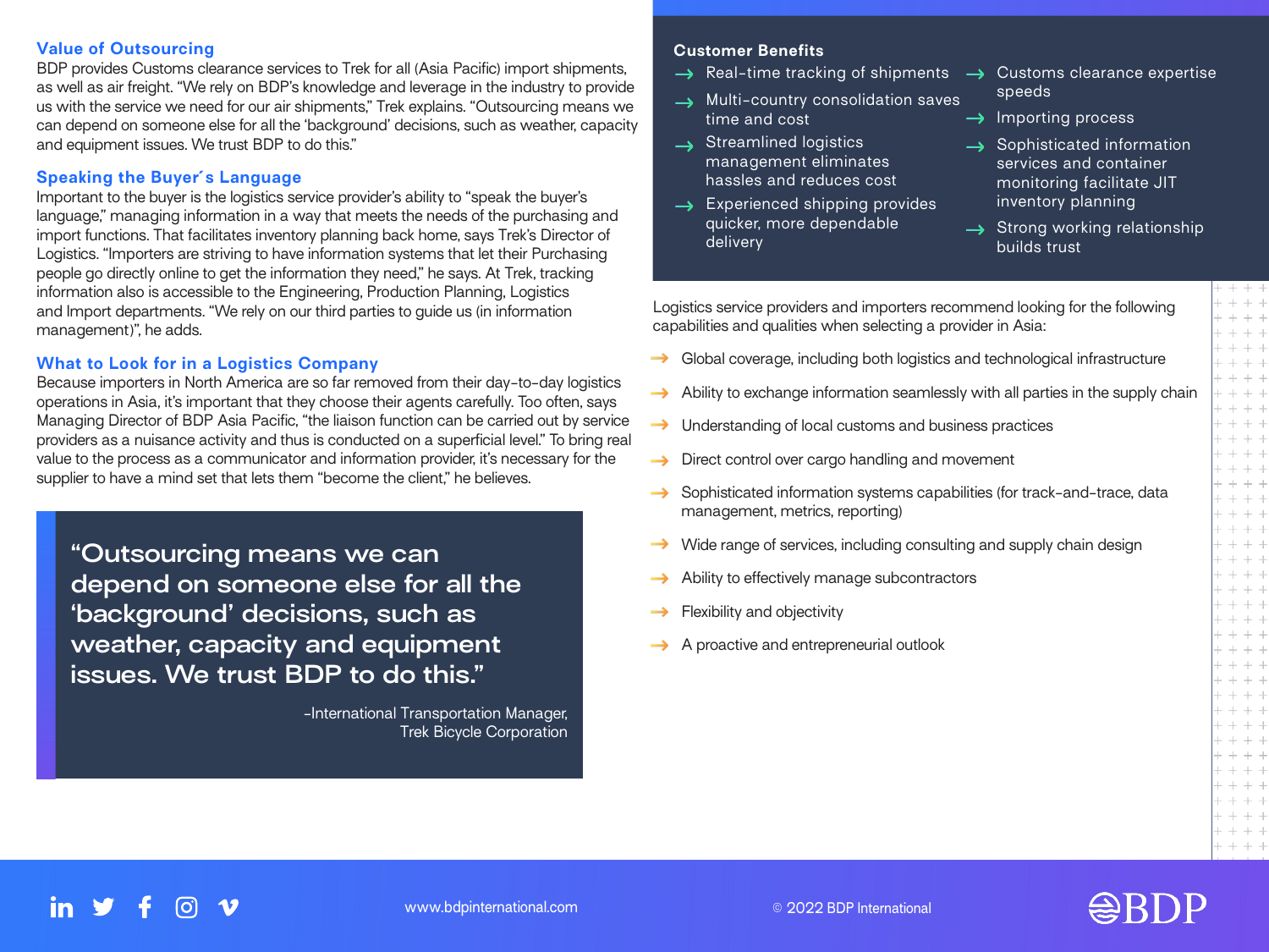## Value of Outsourcing

BDP provides Customs clearance services to Trek for all (Asia Pacific) import shipments, as well as air freight. "We rely on BDP's knowledge and leverage in the industry to provide us with the service we need for our air shipments," Trek explains. "Outsourcing means we can depend on someone else for all the 'background' decisions, such as weather, capacity and equipment issues. We trust BDP to do this."

## Speaking the Buyer´s Language

Important to the buyer is the logistics service provider's ability to "speak the buyer's language," managing information in a way that meets the needs of the purchasing and import functions. That facilitates inventory planning back home, says Trek's Director of Logistics. "Importers are striving to have information systems that let their Purchasing people go directly online to get the information they need," he says. At Trek, tracking information also is accessible to the Engineering, Production Planning, Logistics and Import departments. "We rely on our third parties to guide us (in information management)", he adds.

## What to Look for in a Logistics Company

Because importers in North America are so far removed from their day-to-day logistics operations in Asia, it's important that they choose their agents carefully. Too often, says Managing Director of BDP Asia Pacific, "the liaison function can be carried out by service providers as a nuisance activity and thus is conducted on a superficial level." To bring real value to the process as a communicator and information provider, it's necessary for the supplier to have a mind set that lets them "become the client," he believes.

> "Outsourcing means we can depend on someone else for all the 'background' decisions, such as weather, capacity and equipment issues. We trust BDP to do this."
>
> -International Transportation Manager, Trek Bicycle Corporation

### Customer Benefits

- Real-time tracking of shipments
- Multi-country consolidation saves time and cost
- Streamlined logistics management eliminates hassles and reduces cost
- Experienced shipping provides quicker, more dependable delivery
- Customs clearance expertise speeds
- Importing process
- Sophisticated information services and container monitoring facilitate JIT inventory planning
- Strong working relationship builds trust

Logistics service providers and importers recommend looking for the following capabilities and qualities when selecting a provider in Asia:

- Global coverage, including both logistics and technological infrastructure
- Ability to exchange information seamlessly with all parties in the supply chain
- Understanding of local customs and business practices
- Direct control over cargo handling and movement
- Sophisticated information systems capabilities (for track-and-trace, data management, metrics, reporting)
- Wide range of services, including consulting and supply chain design
- Ability to effectively manage subcontractors
- Flexibility and objectivity
- A proactive and entrepreneurial outlook

www.bdpinternational.com

© 2022 BDP International